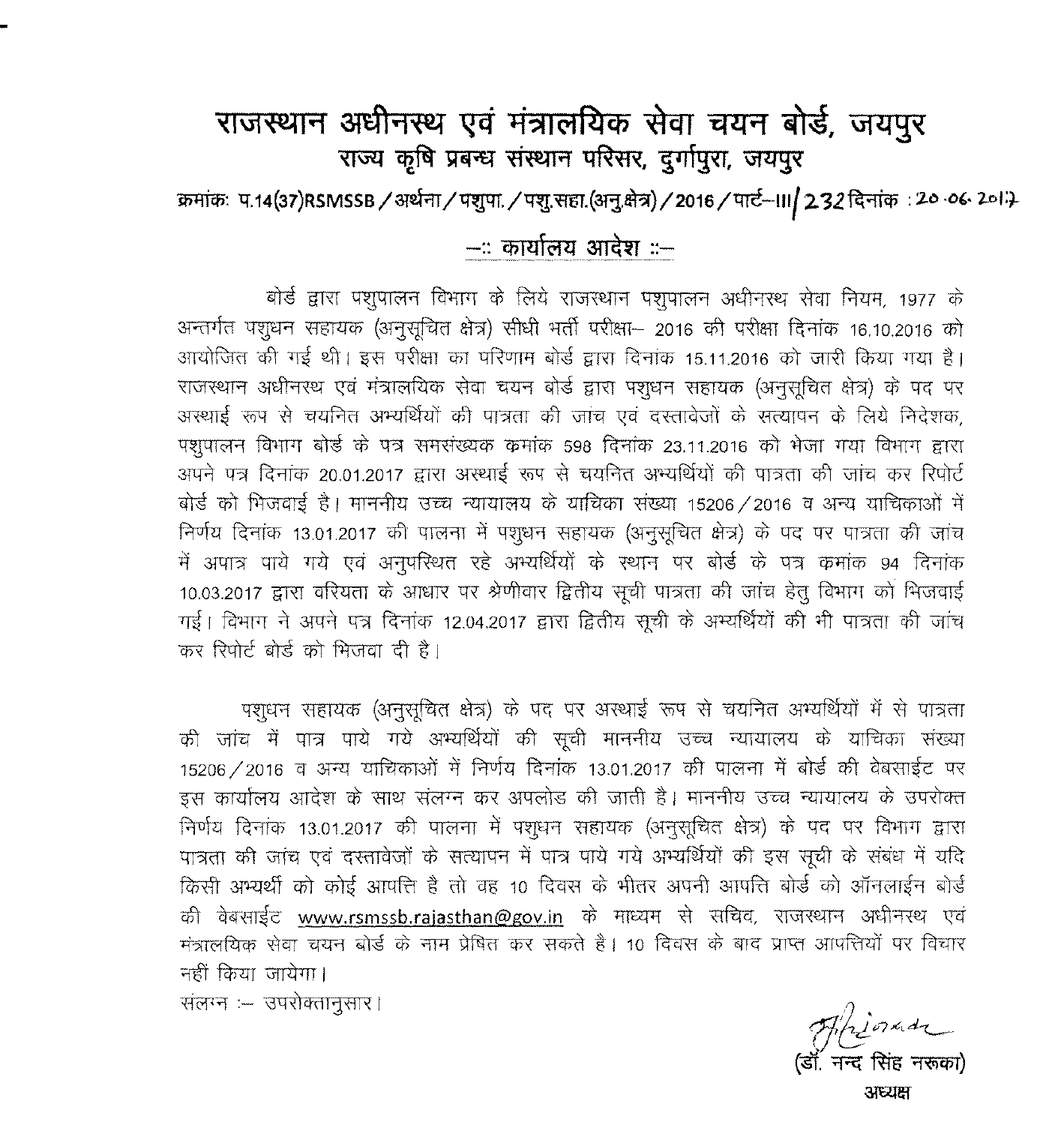# राजस्थान अधीनस्थ एवं मंत्रालयिक सेवा चयन बोर्ड, जयपुर

## राज्य कृषि प्रबन्ध संस्थान परिसर, दुर्गापुरा, जयपुर

क्रमांकः प.14(37)RSMSSB/अर्थना/पशुपा./पशु.सहा.(अनु.क्षेत्र)/2016/पार्ट–III/232 दिनांक : 20.06.2017

### –:: कार्यालय आदेश ::–

बोर्ड द्वारा पशुपालन विभाग के लिये राजस्थान पशुपालन अधीनस्थ सेवा नियम, 1977 के अन्तर्गत पशुधन सहायक (अनुसूचित क्षेत्र) सीधी भर्ती परीक्षा– 2016 की परीक्षा दिनांक 16.10.2016 को आयोजित की गई थी। इस परीक्षा का परिणाम बोर्ड द्वारा दिनांक 15.11.2016 को जारी किया गया है। राजस्थान अधीनस्थ एवं मंत्रालयिक सेवा चयन बोर्ड द्वारा पशुधन सहायक (अनुसूचित क्षेत्र) के पद पर अस्थाई रूप से चयनित अभ्यर्थियों की पात्रता की जांच एवं दस्तावेजों के सत्यापन के लिये निदेशक, पशुपालन विभाग बोर्ड के पत्र समसंख्यक कमांक 598 दिनांक 23.11.2016 को भेजा गया विभाग द्वारा अपने पत्र दिनांक 20.01.2017 द्वारा अस्थाई रूप से चयनित अभ्यर्थियों की पात्रता की जांच कर रिपोर्ट बोर्ड को भिजवाई है। माननीय उच्च न्यायालय के याचिका संख्या 15206/2016 व अन्य याचिकाओं में निर्णय दिनांक 13.01.2017 की पालना में पशुधन सहायक (अनुसूचित क्षेत्र) के पद पर पात्रता की जांच में अपात्र पाये गये एवं अनुपस्थित रहे अभ्यर्थियों के स्थान पर बोर्ड के पत्र कमांक 94 दिनांक 10.03.2017 द्वारा वरियता के आधार पर श्रेणीवार द्वितीय सूची पात्रता की जांच हेतु विभाग को भिजवाई गई। विभाग ने अपने पत्र दिनांक 12.04.2017 द्वारा द्वितीय सूची के अभ्यर्थियों की भी पात्रता की जांच कर रिपोर्ट बोर्ड को भिजवा दी है।

पशुधन सहायक (अनुसूचित क्षेत्र) के पद पर अस्थाई रूप से चयनित अभ्यर्थियों में से पात्रता की जांच में पात्र पाये गये अभ्यर्थियों की सूची माननीय उच्च न्यायालय के याचिका संख्या 15206/2016 व अन्य याचिकाओं में निर्णय दिनांक 13.01.2017 की पालना में बोर्ड की वेबसाईट पर इस कार्यालय आदेश के साथ संलग्न कर अपलोड की जाती है। माननीय उच्च न्यायालय के उपरोक्त निर्णय दिनांक 13.01.2017 की पालना में पशुधन सहायक (अनुसूचित क्षेत्र) के पद पर विभाग द्वारा पात्रता की जांच एवं दस्तावेजों के सत्यापन में पात्र पाये गये अभ्यर्थियों की इस सूची के संबंध में यदि किसी अभ्यर्थी को कोई आपत्ति है तो वह 10 दिवस के भीतर अपनी आपत्ति बोर्ड को ऑनलाईन बोर्ड की वेबसाईट www.rsmssb.rajasthan@gov.in के माध्यम से सचिव, राजस्थान अधीनस्थ एवं मंत्रालयिक सेवा चयन बोर्ड के नाम प्रेषित कर सकते है। 10 दिवस के बाद प्राप्त आपत्तियों पर विचार नहीं किया जायेगा।

संलग्न :– उपरोक्तानुसार।

(डॉ. नन्द सिंह नरूका)
अध्यक्ष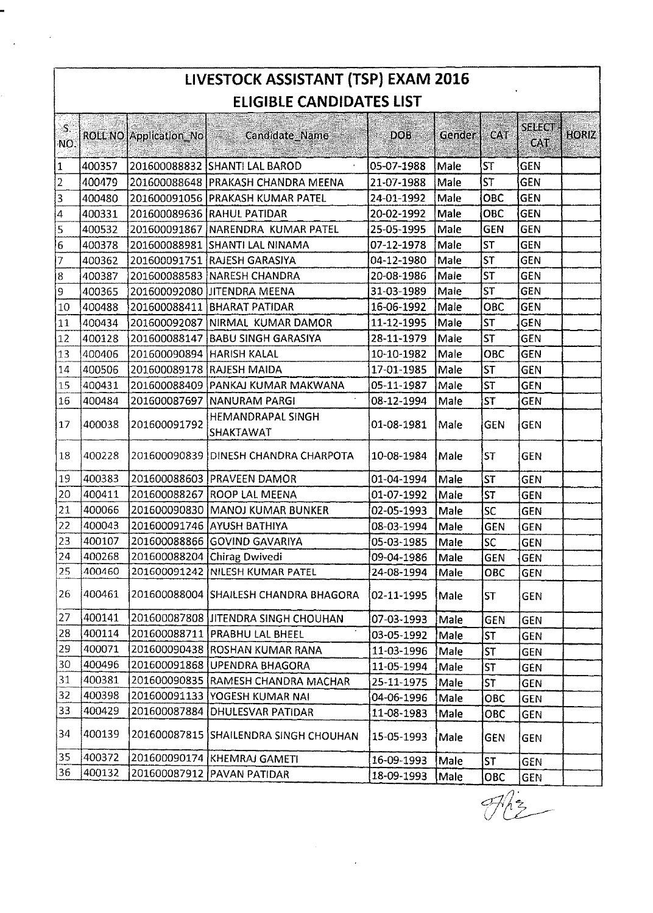# LIVESTOCK ASSISTANT (TSP) EXAM 2016

## ELIGIBLE CANDIDATES LIST

| S. NO. | ROLL NO | Application_No | Candidate_Name | DOB | Gender | CAT | SELECT CAT | HORIZ |
|---|---|---|---|---|---|---|---|---|
| 1 | 400357 | 201600088832 | SHANTI LAL BAROD | 05-07-1988 | Male | ST | GEN | |
| 2 | 400479 | 201600088648 | PRAKASH CHANDRA MEENA | 21-07-1988 | Male | ST | GEN | |
| 3 | 400480 | 201600091056 | PRAKASH KUMAR PATEL | 24-01-1992 | Male | OBC | GEN | |
| 4 | 400331 | 201600089636 | RAHUL PATIDAR | 20-02-1992 | Male | OBC | GEN | |
| 5 | 400532 | 201600091867 | NARENDRA KUMAR PATEL | 25-05-1995 | Male | GEN | GEN | |
| 6 | 400378 | 201600088981 | SHANTI LAL NINAMA | 07-12-1978 | Male | ST | GEN | |
| 7 | 400362 | 201600091751 | RAJESH GARASIYA | 04-12-1980 | Male | ST | GEN | |
| 8 | 400387 | 201600088583 | NARESH CHANDRA | 20-08-1986 | Male | ST | GEN | |
| 9 | 400365 | 201600092080 | JITENDRA MEENA | 31-03-1989 | Male | ST | GEN | |
| 10 | 400488 | 201600088411 | BHARAT PATIDAR | 16-06-1992 | Male | OBC | GEN | |
| 11 | 400434 | 201600092087 | NIRMAL KUMAR DAMOR | 11-12-1995 | Male | ST | GEN | |
| 12 | 400128 | 201600088147 | BABU SINGH GARASIYA | 28-11-1979 | Male | ST | GEN | |
| 13 | 400406 | 201600090894 | HARISH KALAL | 10-10-1982 | Male | OBC | GEN | |
| 14 | 400506 | 201600089178 | RAJESH MAIDA | 17-01-1985 | Male | ST | GEN | |
| 15 | 400431 | 201600088409 | PANKAJ KUMAR MAKWANA | 05-11-1987 | Male | ST | GEN | |
| 16 | 400484 | 201600087697 | NANURAM PARGI | 08-12-1994 | Male | ST | GEN | |
| 17 | 400038 | 201600091792 | HEMANDRAPAL SINGH SHAKTAWAT | 01-08-1981 | Male | GEN | GEN | |
| 18 | 400228 | 201600090839 | DINESH CHANDRA CHARPOTA | 10-08-1984 | Male | ST | GEN | |
| 19 | 400383 | 201600088603 | PRAVEEN DAMOR | 01-04-1994 | Male | ST | GEN | |
| 20 | 400411 | 201600088267 | ROOP LAL MEENA | 01-07-1992 | Male | ST | GEN | |
| 21 | 400066 | 201600090830 | MANOJ KUMAR BUNKER | 02-05-1993 | Male | SC | GEN | |
| 22 | 400043 | 201600091746 | AYUSH BATHIYA | 08-03-1994 | Male | GEN | GEN | |
| 23 | 400107 | 201600088866 | GOVIND GAVARIYA | 05-03-1985 | Male | SC | GEN | |
| 24 | 400268 | 201600088204 | Chirag Dwivedi | 09-04-1986 | Male | GEN | GEN | |
| 25 | 400460 | 201600091242 | NILESH KUMAR PATEL | 24-08-1994 | Male | OBC | GEN | |
| 26 | 400461 | 201600088004 | SHAILESH CHANDRA BHAGORA | 02-11-1995 | Male | ST | GEN | |
| 27 | 400141 | 201600087808 | JITENDRA SINGH CHOUHAN | 07-03-1993 | Male | GEN | GEN | |
| 28 | 400114 | 201600088711 | PRABHU LAL BHEEL | 03-05-1992 | Male | ST | GEN | |
| 29 | 400071 | 201600090438 | ROSHAN KUMAR RANA | 11-03-1996 | Male | ST | GEN | |
| 30 | 400496 | 201600091868 | UPENDRA BHAGORA | 11-05-1994 | Male | ST | GEN | |
| 31 | 400381 | 201600090835 | RAMESH CHANDRA MACHAR | 25-11-1975 | Male | ST | GEN | |
| 32 | 400398 | 201600091133 | YOGESH KUMAR NAI | 04-06-1996 | Male | OBC | GEN | |
| 33 | 400429 | 201600087884 | DHULESVAR PATIDAR | 11-08-1983 | Male | OBC | GEN | |
| 34 | 400139 | 201600087815 | SHAILENDRA SINGH CHOUHAN | 15-05-1993 | Male | GEN | GEN | |
| 35 | 400372 | 201600090174 | KHEMRAJ GAMETI | 16-09-1993 | Male | ST | GEN | |
| 36 | 400132 | 201600087912 | PAVAN PATIDAR | 18-09-1993 | Male | OBC | GEN | |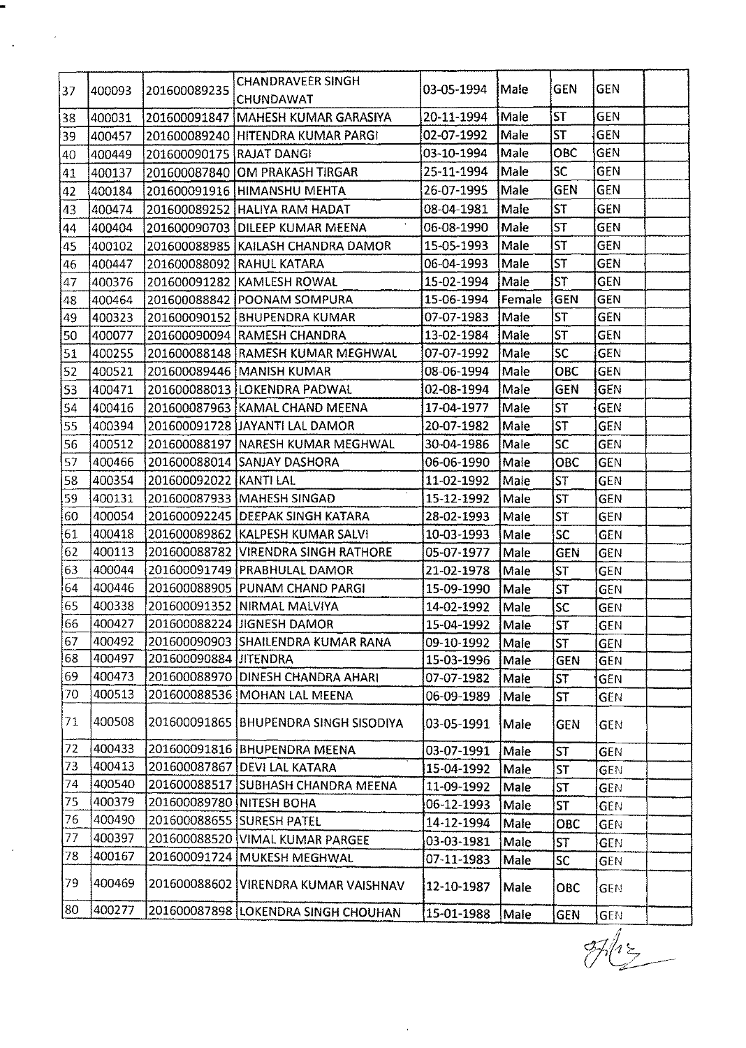| | | | | | | | | |
|---|---|---|---|---|---|---|---|---|
| 37 | 400093 | 201600089235 | CHANDRAVEER SINGH CHUNDAWAT | 03-05-1994 | Male | GEN | GEN | |
| 38 | 400031 | 201600091847 | MAHESH KUMAR GARASIYA | 20-11-1994 | Male | ST | GEN | |
| 39 | 400457 | 201600089240 | HITENDRA KUMAR PARGI | 02-07-1992 | Male | ST | GEN | |
| 40 | 400449 | 201600090175 | RAJAT DANGI | 03-10-1994 | Male | OBC | GEN | |
| 41 | 400137 | 201600087840 | OM PRAKASH TIRGAR | 25-11-1994 | Male | SC | GEN | |
| 42 | 400184 | 201600091916 | HIMANSHU MEHTA | 26-07-1995 | Male | GEN | GEN | |
| 43 | 400474 | 201600089252 | HALIYA RAM HADAT | 08-04-1981 | Male | ST | GEN | |
| 44 | 400404 | 201600090703 | DILEEP KUMAR MEENA | 06-08-1990 | Male | ST | GEN | |
| 45 | 400102 | 201600088985 | KAILASH CHANDRA DAMOR | 15-05-1993 | Male | ST | GEN | |
| 46 | 400447 | 201600088092 | RAHUL KATARA | 06-04-1993 | Male | ST | GEN | |
| 47 | 400376 | 201600091282 | KAMLESH ROWAL | 15-02-1994 | Male | ST | GEN | |
| 48 | 400464 | 201600088842 | POONAM SOMPURA | 15-06-1994 | Female | GEN | GEN | |
| 49 | 400323 | 201600090152 | BHUPENDRA KUMAR | 07-07-1983 | Male | ST | GEN | |
| 50 | 400077 | 201600090094 | RAMESH CHANDRA | 13-02-1984 | Male | ST | GEN | |
| 51 | 400255 | 201600088148 | RAMESH KUMAR MEGHWAL | 07-07-1992 | Male | SC | GEN | |
| 52 | 400521 | 201600089446 | MANISH KUMAR | 08-06-1994 | Male | OBC | GEN | |
| 53 | 400471 | 201600088013 | LOKENDRA PADWAL | 02-08-1994 | Male | GEN | GEN | |
| 54 | 400416 | 201600087963 | KAMAL CHAND MEENA | 17-04-1977 | Male | ST | GEN | |
| 55 | 400394 | 201600091728 | JAYANTI LAL DAMOR | 20-07-1982 | Male | ST | GEN | |
| 56 | 400512 | 201600088197 | NARESH KUMAR MEGHWAL | 30-04-1986 | Male | SC | GEN | |
| 57 | 400466 | 201600088014 | SANJAY DASHORA | 06-06-1990 | Male | OBC | GEN | |
| 58 | 400354 | 201600092022 | KANTI LAL | 11-02-1992 | Male | ST | GEN | |
| 59 | 400131 | 201600087933 | MAHESH SINGAD | 15-12-1992 | Male | ST | GEN | |
| 60 | 400054 | 201600092245 | DEEPAK SINGH KATARA | 28-02-1993 | Male | ST | GEN | |
| 61 | 400418 | 201600089862 | KALPESH KUMAR SALVI | 10-03-1993 | Male | SC | GEN | |
| 62 | 400113 | 201600088782 | VIRENDRA SINGH RATHORE | 05-07-1977 | Male | GEN | GEN | |
| 63 | 400044 | 201600091749 | PRABHULAL DAMOR | 21-02-1978 | Male | ST | GEN | |
| 64 | 400446 | 201600088905 | PUNAM CHAND PARGI | 15-09-1990 | Male | ST | GEN | |
| 65 | 400338 | 201600091352 | NIRMAL MALVIYA | 14-02-1992 | Male | SC | GEN | |
| 66 | 400427 | 201600088224 | JIGNESH DAMOR | 15-04-1992 | Male | ST | GEN | |
| 67 | 400492 | 201600090903 | SHAILENDRA KUMAR RANA | 09-10-1992 | Male | ST | GEN | |
| 68 | 400497 | 201600090884 | JITENDRA | 15-03-1996 | Male | GEN | GEN | |
| 69 | 400473 | 201600088970 | DINESH CHANDRA AHARI | 07-07-1982 | Male | ST | GEN | |
| 70 | 400513 | 201600088536 | MOHAN LAL MEENA | 06-09-1989 | Male | ST | GEN | |
| 71 | 400508 | 201600091865 | BHUPENDRA SINGH SISODIYA | 03-05-1991 | Male | GEN | GEN | |
| 72 | 400433 | 201600091816 | BHUPENDRA MEENA | 03-07-1991 | Male | ST | GEN | |
| 73 | 400413 | 201600087867 | DEVI LAL KATARA | 15-04-1992 | Male | ST | GEN | |
| 74 | 400540 | 201600088517 | SUBHASH CHANDRA MEENA | 11-09-1992 | Male | ST | GEN | |
| 75 | 400379 | 201600089780 | NITESH BOHA | 06-12-1993 | Male | ST | GEN | |
| 76 | 400490 | 201600088655 | SURESH PATEL | 14-12-1994 | Male | OBC | GEN | |
| 77 | 400397 | 201600088520 | VIMAL KUMAR PARGEE | 03-03-1981 | Male | ST | GEN | |
| 78 | 400167 | 201600091724 | MUKESH MEGHWAL | 07-11-1983 | Male | SC | GEN | |
| 79 | 400469 | 201600088602 | VIRENDRA KUMAR VAISHNAV | 12-10-1987 | Male | OBC | GEN | |
| 80 | 400277 | 201600087898 | LOKENDRA SINGH CHOUHAN | 15-01-1988 | Male | GEN | GEN | |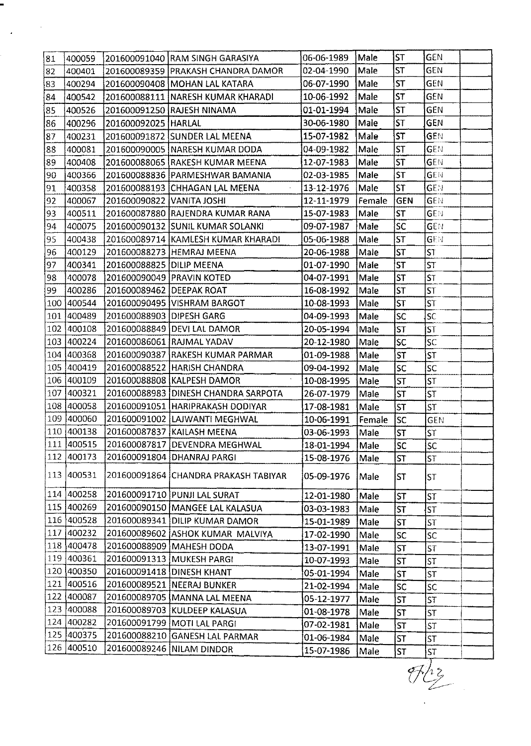| | | | | | | | | |
|---|---|---|---|---|---|---|---|---|
| 81 | 400059 | 201600091040 | RAM SINGH GARASIYA | 06-06-1989 | Male | ST | GEN | |
| 82 | 400401 | 201600089359 | PRAKASH CHANDRA DAMOR | 02-04-1990 | Male | ST | GEN | |
| 83 | 400294 | 201600090408 | MOHAN LAL KATARA | 06-07-1990 | Male | ST | GEN | |
| 84 | 400542 | 201600088111 | NARESH KUMAR KHARADI | 10-06-1992 | Male | ST | GEN | |
| 85 | 400526 | 201600091250 | RAJESH NINAMA | 01-01-1994 | Male | ST | GEN | |
| 86 | 400296 | 201600092025 | HARLAL | 30-06-1980 | Male | ST | GEN | |
| 87 | 400231 | 201600091872 | SUNDER LAL MEENA | 15-07-1982 | Male | ST | GEN | |
| 88 | 400081 | 201600090005 | NARESH KUMAR DODA | 04-09-1982 | Male | ST | GEN | |
| 89 | 400408 | 201600088065 | RAKESH KUMAR MEENA | 12-07-1983 | Male | ST | GEN | |
| 90 | 400366 | 201600088836 | PARMESHWAR BAMANIA | 02-03-1985 | Male | ST | GEN | |
| 91 | 400358 | 201600088193 | CHHAGAN LAL MEENA | 13-12-1976 | Male | ST | GEN | |
| 92 | 400067 | 201600090822 | VANITA JOSHI | 12-11-1979 | Female | GEN | GEN | |
| 93 | 400511 | 201600087880 | RAJENDRA KUMAR RANA | 15-07-1983 | Male | ST | GEN | |
| 94 | 400075 | 201600090132 | SUNIL KUMAR SOLANKI | 09-07-1987 | Male | SC | GEN | |
| 95 | 400438 | 201600089714 | KAMLESH KUMAR KHARADI | 05-06-1988 | Male | ST | GEN | |
| 96 | 400129 | 201600088273 | HEMRAJ MEENA | 20-06-1988 | Male | ST | ST | |
| 97 | 400341 | 201600088825 | DILIP MEENA | 01-07-1990 | Male | ST | ST | |
| 98 | 400078 | 201600090049 | PRAVIN KOTED | 04-07-1991 | Male | ST | ST | |
| 99 | 400286 | 201600089462 | DEEPAK ROAT | 16-08-1992 | Male | ST | ST | |
| 100 | 400544 | 201600090495 | VISHRAM BARGOT | 10-08-1993 | Male | ST | ST | |
| 101 | 400489 | 201600088903 | DIPESH GARG | 04-09-1993 | Male | SC | SC | |
| 102 | 400108 | 201600088849 | DEVI LAL DAMOR | 20-05-1994 | Male | ST | ST | |
| 103 | 400224 | 201600086061 | RAJMAL YADAV | 20-12-1980 | Male | SC | SC | |
| 104 | 400368 | 201600090387 | RAKESH KUMAR PARMAR | 01-09-1988 | Male | ST | ST | |
| 105 | 400419 | 201600088522 | HARISH CHANDRA | 09-04-1992 | Male | SC | SC | |
| 106 | 400109 | 201600088808 | KALPESH DAMOR | 10-08-1995 | Male | ST | ST | |
| 107 | 400321 | 201600088983 | DINESH CHANDRA SARPOTA | 26-07-1979 | Male | ST | ST | |
| 108 | 400058 | 201600091051 | HARIPRAKASH DODIYAR | 17-08-1981 | Male | ST | ST | |
| 109 | 400060 | 201600091002 | LAJWANTI MEGHWAL | 10-06-1991 | Female | SC | GEN | |
| 110 | 400138 | 201600087837 | KAILASH MEENA | 03-06-1993 | Male | ST | ST | |
| 111 | 400515 | 201600087817 | DEVENDRA MEGHWAL | 18-01-1994 | Male | SC | SC | |
| 112 | 400173 | 201600091804 | DHANRAJ PARGI | 15-08-1976 | Male | ST | ST | |
| 113 | 400531 | 201600091864 | CHANDRA PRAKASH TABIYAR | 05-09-1976 | Male | ST | ST | |
| 114 | 400258 | 201600091710 | PUNJI LAL SURAT | 12-01-1980 | Male | ST | ST | |
| 115 | 400269 | 201600090150 | MANGEE LAL KALASUA | 03-03-1983 | Male | ST | ST | |
| 116 | 400528 | 201600089341 | DILIP KUMAR DAMOR | 15-01-1989 | Male | ST | ST | |
| 117 | 400232 | 201600089602 | ASHOK KUMAR MALVIYA | 17-02-1990 | Male | SC | SC | |
| 118 | 400478 | 201600088909 | MAHESH DODA | 13-07-1991 | Male | ST | ST | |
| 119 | 400361 | 201600091313 | MUKESH PARGI | 10-07-1993 | Male | ST | ST | |
| 120 | 400350 | 201600091418 | DINESH KHANT | 05-01-1994 | Male | ST | ST | |
| 121 | 400516 | 201600089521 | NEERAJ BUNKER | 21-02-1994 | Male | SC | SC | |
| 122 | 400087 | 201600089705 | MANNA LAL MEENA | 05-12-1977 | Male | ST | ST | |
| 123 | 400088 | 201600089703 | KULDEEP KALASUA | 01-08-1978 | Male | ST | ST | |
| 124 | 400282 | 201600091799 | MOTI LAL PARGI | 07-02-1981 | Male | ST | ST | |
| 125 | 400375 | 201600088210 | GANESH LAL PARMAR | 01-06-1984 | Male | ST | ST | |
| 126 | 400510 | 201600089246 | NILAM DINDOR | 15-07-1986 | Male | ST | ST | |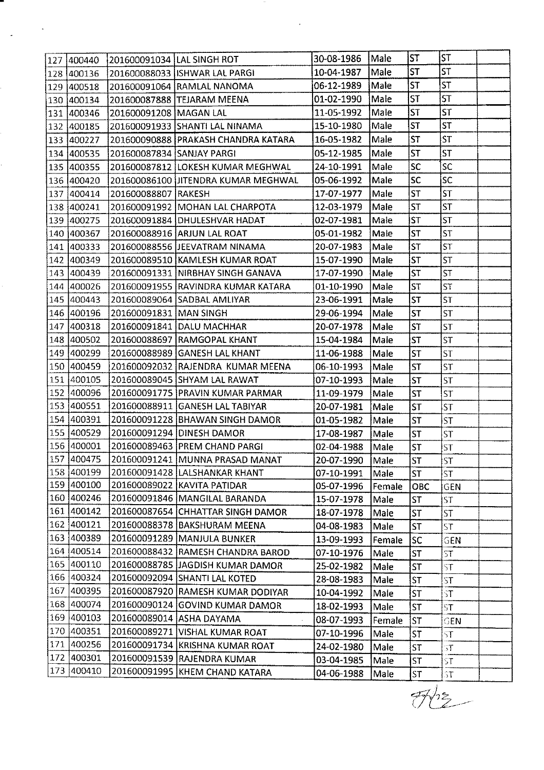| | | | | | | | | |
|---|---|---|---|---|---|---|---|---|
| 127 | 400440 | 201600091034 | LAL SINGH ROT | 30-08-1986 | Male | ST | ST | |
| 128 | 400136 | 201600088033 | ISHWAR LAL PARGI | 10-04-1987 | Male | ST | ST | |
| 129 | 400518 | 201600091064 | RAMLAL NANOMA | 06-12-1989 | Male | ST | ST | |
| 130 | 400134 | 201600087888 | TEJARAM MEENA | 01-02-1990 | Male | ST | ST | |
| 131 | 400346 | 201600091208 | MAGAN LAL | 11-05-1992 | Male | ST | ST | |
| 132 | 400185 | 201600091933 | SHANTI LAL NINAMA | 15-10-1980 | Male | ST | ST | |
| 133 | 400227 | 201600090888 | PRAKASH CHANDRA KATARA | 16-05-1982 | Male | ST | ST | |
| 134 | 400535 | 201600087834 | SANJAY PARGI | 05-12-1985 | Male | ST | ST | |
| 135 | 400355 | 201600087812 | LOKESH KUMAR MEGHWAL | 24-10-1991 | Male | SC | SC | |
| 136 | 400420 | 201600086100 | JITENDRA KUMAR MEGHWAL | 05-06-1992 | Male | SC | SC | |
| 137 | 400414 | 201600088807 | RAKESH | 17-07-1977 | Male | ST | ST | |
| 138 | 400241 | 201600091992 | MOHAN LAL CHARPOTA | 12-03-1979 | Male | ST | ST | |
| 139 | 400275 | 201600091884 | DHULESHVAR HADAT | 02-07-1981 | Male | ST | ST | |
| 140 | 400367 | 201600088916 | ARJUN LAL ROAT | 05-01-1982 | Male | ST | ST | |
| 141 | 400333 | 201600088556 | JEEVATRAM NINAMA | 20-07-1983 | Male | ST | ST | |
| 142 | 400349 | 201600089510 | KAMLESH KUMAR ROAT | 15-07-1990 | Male | ST | ST | |
| 143 | 400439 | 201600091331 | NIRBHAY SINGH GANAVA | 17-07-1990 | Male | ST | ST | |
| 144 | 400026 | 201600091955 | RAVINDRA KUMAR KATARA | 01-10-1990 | Male | ST | ST | |
| 145 | 400443 | 201600089064 | SADBAL AMLIYAR | 23-06-1991 | Male | ST | ST | |
| 146 | 400196 | 201600091831 | MAN SINGH | 29-06-1994 | Male | ST | ST | |
| 147 | 400318 | 201600091841 | DALU MACHHAR | 20-07-1978 | Male | ST | ST | |
| 148 | 400502 | 201600088697 | RAMGOPAL KHANT | 15-04-1984 | Male | ST | ST | |
| 149 | 400299 | 201600088989 | GANESH LAL KHANT | 11-06-1988 | Male | ST | ST | |
| 150 | 400459 | 201600092032 | RAJENDRA KUMAR MEENA | 06-10-1993 | Male | ST | ST | |
| 151 | 400105 | 201600089045 | SHYAM LAL RAWAT | 07-10-1993 | Male | ST | ST | |
| 152 | 400096 | 201600091775 | PRAVIN KUMAR PARMAR | 11-09-1979 | Male | ST | ST | |
| 153 | 400551 | 201600088911 | GANESH LAL TABIYAR | 20-07-1981 | Male | ST | ST | |
| 154 | 400391 | 201600091228 | BHAWAN SINGH DAMOR | 01-05-1982 | Male | ST | ST | |
| 155 | 400529 | 201600091294 | DINESH DAMOR | 17-08-1987 | Male | ST | ST | |
| 156 | 400001 | 201600089463 | PREM CHAND PARGI | 02-04-1988 | Male | ST | ST | |
| 157 | 400475 | 201600091241 | MUNNA PRASAD MANAT | 20-07-1990 | Male | ST | ST | |
| 158 | 400199 | 201600091428 | LALSHANKAR KHANT | 07-10-1991 | Male | ST | ST | |
| 159 | 400100 | 201600089022 | KAVITA PATIDAR | 05-07-1996 | Female | OBC | GEN | |
| 160 | 400246 | 201600091846 | MANGILAL BARANDA | 15-07-1978 | Male | ST | ST | |
| 161 | 400142 | 201600087654 | CHHATTAR SINGH DAMOR | 18-07-1978 | Male | ST | ST | |
| 162 | 400121 | 201600088378 | BAKSHURAM MEENA | 04-08-1983 | Male | ST | ST | |
| 163 | 400389 | 201600091289 | MANJULA BUNKER | 13-09-1993 | Female | SC | GEN | |
| 164 | 400514 | 201600088432 | RAMESH CHANDRA BAROD | 07-10-1976 | Male | ST | ST | |
| 165 | 400110 | 201600088785 | JAGDISH KUMAR DAMOR | 25-02-1982 | Male | ST | ST | |
| 166 | 400324 | 201600092094 | SHANTI LAL KOTED | 28-08-1983 | Male | ST | ST | |
| 167 | 400395 | 201600087920 | RAMESH KUMAR DODIYAR | 10-04-1992 | Male | ST | ST | |
| 168 | 400074 | 201600090124 | GOVIND KUMAR DAMOR | 18-02-1993 | Male | ST | ST | |
| 169 | 400103 | 201600089014 | ASHA DAYAMA | 08-07-1993 | Female | ST | GEN | |
| 170 | 400351 | 201600089271 | VISHAL KUMAR ROAT | 07-10-1996 | Male | ST | ST | |
| 171 | 400256 | 201600091734 | KRISHNA KUMAR ROAT | 24-02-1980 | Male | ST | ST | |
| 172 | 400301 | 201600091539 | RAJENDRA KUMAR | 03-04-1985 | Male | ST | ST | |
| 173 | 400410 | 201600091995 | KHEM CHAND KATARA | 04-06-1988 | Male | ST | ST | |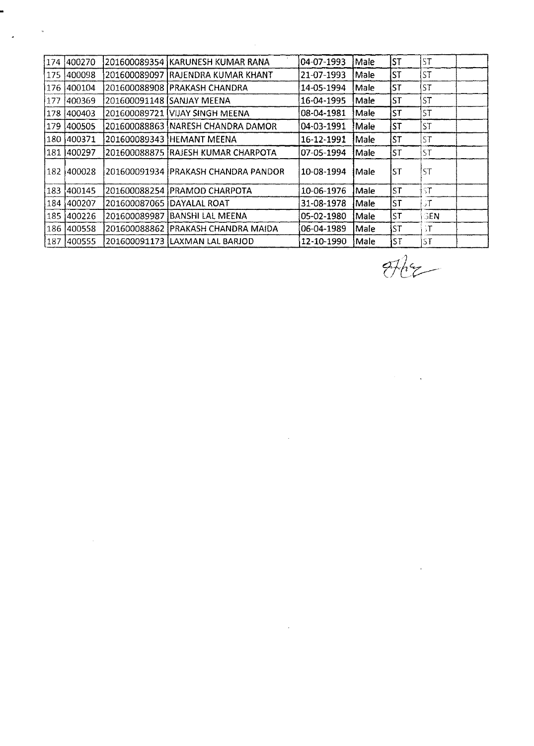| | | | | | | | | |
|---|---|---|---|---|---|---|---|---|
| 174 | 400270 | 201600089354 | KARUNESH KUMAR RANA | 04-07-1993 | Male | ST | ST | |
| 175 | 400098 | 201600089097 | RAJENDRA KUMAR KHANT | 21-07-1993 | Male | ST | ST | |
| 176 | 400104 | 201600088908 | PRAKASH CHANDRA | 14-05-1994 | Male | ST | ST | |
| 177 | 400369 | 201600091148 | SANJAY MEENA | 16-04-1995 | Male | ST | ST | |
| 178 | 400403 | 201600089721 | VIJAY SINGH MEENA | 08-04-1981 | Male | ST | ST | |
| 179 | 400505 | 201600088863 | NARESH CHANDRA DAMOR | 04-03-1991 | Male | ST | ST | |
| 180 | 400371 | 201600089343 | HEMANT MEENA | 16-12-1991 | Male | ST | ST | |
| 181 | 400297 | 201600088875 | RAJESH KUMAR CHARPOTA | 07-05-1994 | Male | ST | ST | |
| 182 | 400028 | 201600091934 | PRAKASH CHANDRA PANDOR | 10-08-1994 | Male | ST | ST | |
| 183 | 400145 | 201600088254 | PRAMOD CHARPOTA | 10-06-1976 | Male | ST | ST | |
| 184 | 400207 | 201600087065 | DAYALAL ROAT | 31-08-1978 | Male | ST | ST | |
| 185 | 400226 | 201600089987 | BANSHI LAL MEENA | 05-02-1980 | Male | ST | GEN | |
| 186 | 400558 | 201600088862 | PRAKASH CHANDRA MAIDA | 06-04-1989 | Male | ST | ST | |
| 187 | 400555 | 201600091173 | LAXMAN LAL BARJOD | 12-10-1990 | Male | ST | ST | |